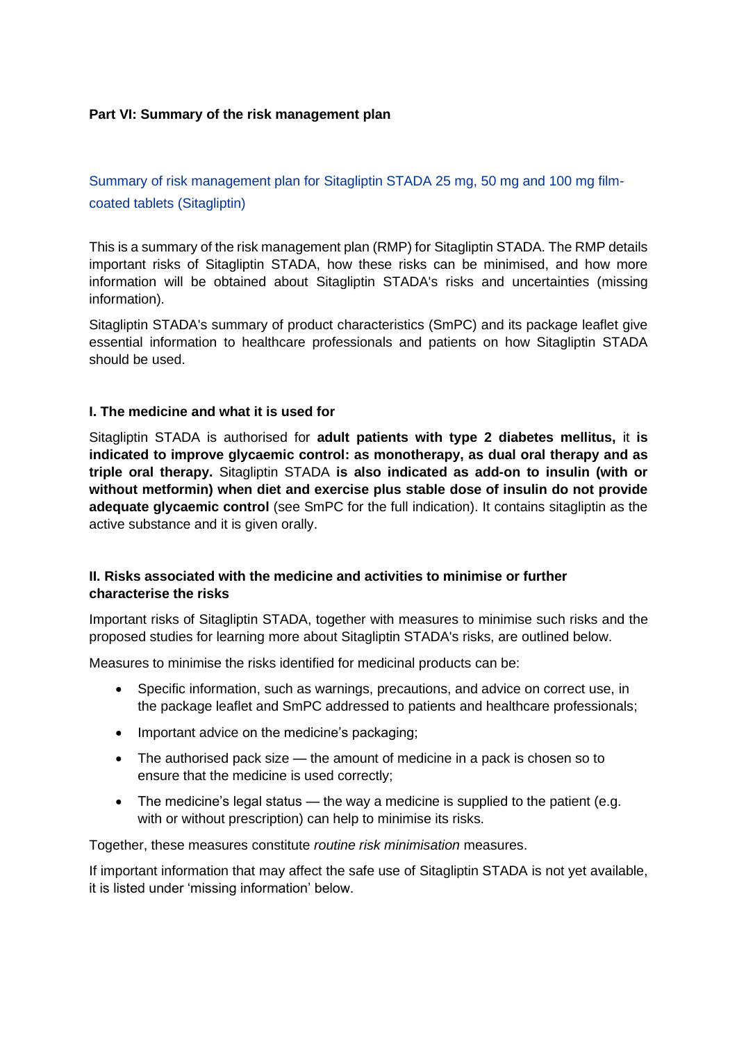# Part VI: Summary of the risk management plan

## Summary of risk management plan for Sitagliptin STADA 25 mg, 50 mg and 100 mg film-coated tablets (Sitagliptin)

This is a summary of the risk management plan (RMP) for Sitagliptin STADA. The RMP details important risks of Sitagliptin STADA, how these risks can be minimised, and how more information will be obtained about Sitagliptin STADA's risks and uncertainties (missing information).

Sitagliptin STADA's summary of product characteristics (SmPC) and its package leaflet give essential information to healthcare professionals and patients on how Sitagliptin STADA should be used.

### I. The medicine and what it is used for

Sitagliptin STADA is authorised for **adult patients with type 2 diabetes mellitus,** it **is indicated to improve glycaemic control: as monotherapy, as dual oral therapy and as triple oral therapy.** Sitagliptin STADA **is also indicated as add-on to insulin (with or without metformin) when diet and exercise plus stable dose of insulin do not provide adequate glycaemic control** (see SmPC for the full indication). It contains sitagliptin as the active substance and it is given orally.

### II. Risks associated with the medicine and activities to minimise or further characterise the risks

Important risks of Sitagliptin STADA, together with measures to minimise such risks and the proposed studies for learning more about Sitagliptin STADA's risks, are outlined below.

Measures to minimise the risks identified for medicinal products can be:

- Specific information, such as warnings, precautions, and advice on correct use, in the package leaflet and SmPC addressed to patients and healthcare professionals;
- Important advice on the medicine's packaging;
- The authorised pack size — the amount of medicine in a pack is chosen so to ensure that the medicine is used correctly;
- The medicine's legal status — the way a medicine is supplied to the patient (e.g. with or without prescription) can help to minimise its risks.

Together, these measures constitute *routine risk minimisation* measures.

If important information that may affect the safe use of Sitagliptin STADA is not yet available, it is listed under 'missing information' below.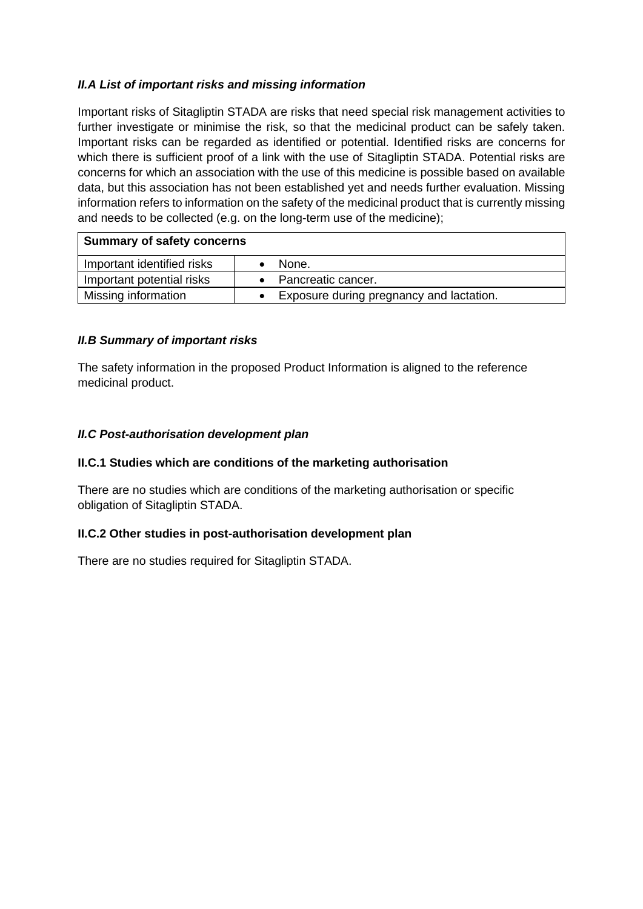### *II.A List of important risks and missing information*

Important risks of Sitagliptin STADA are risks that need special risk management activities to further investigate or minimise the risk, so that the medicinal product can be safely taken. Important risks can be regarded as identified or potential. Identified risks are concerns for which there is sufficient proof of a link with the use of Sitagliptin STADA. Potential risks are concerns for which an association with the use of this medicine is possible based on available data, but this association has not been established yet and needs further evaluation. Missing information refers to information on the safety of the medicinal product that is currently missing and needs to be collected (e.g. on the long-term use of the medicine);

| **Summary of safety concerns** | |
|---|---|
| Important identified risks | • None. |
| Important potential risks | • Pancreatic cancer. |
| Missing information | • Exposure during pregnancy and lactation. |

### *II.B Summary of important risks*

The safety information in the proposed Product Information is aligned to the reference medicinal product.

### *II.C Post-authorisation development plan*

#### II.C.1 Studies which are conditions of the marketing authorisation

There are no studies which are conditions of the marketing authorisation or specific obligation of Sitagliptin STADA.

#### II.C.2 Other studies in post-authorisation development plan

There are no studies required for Sitagliptin STADA.